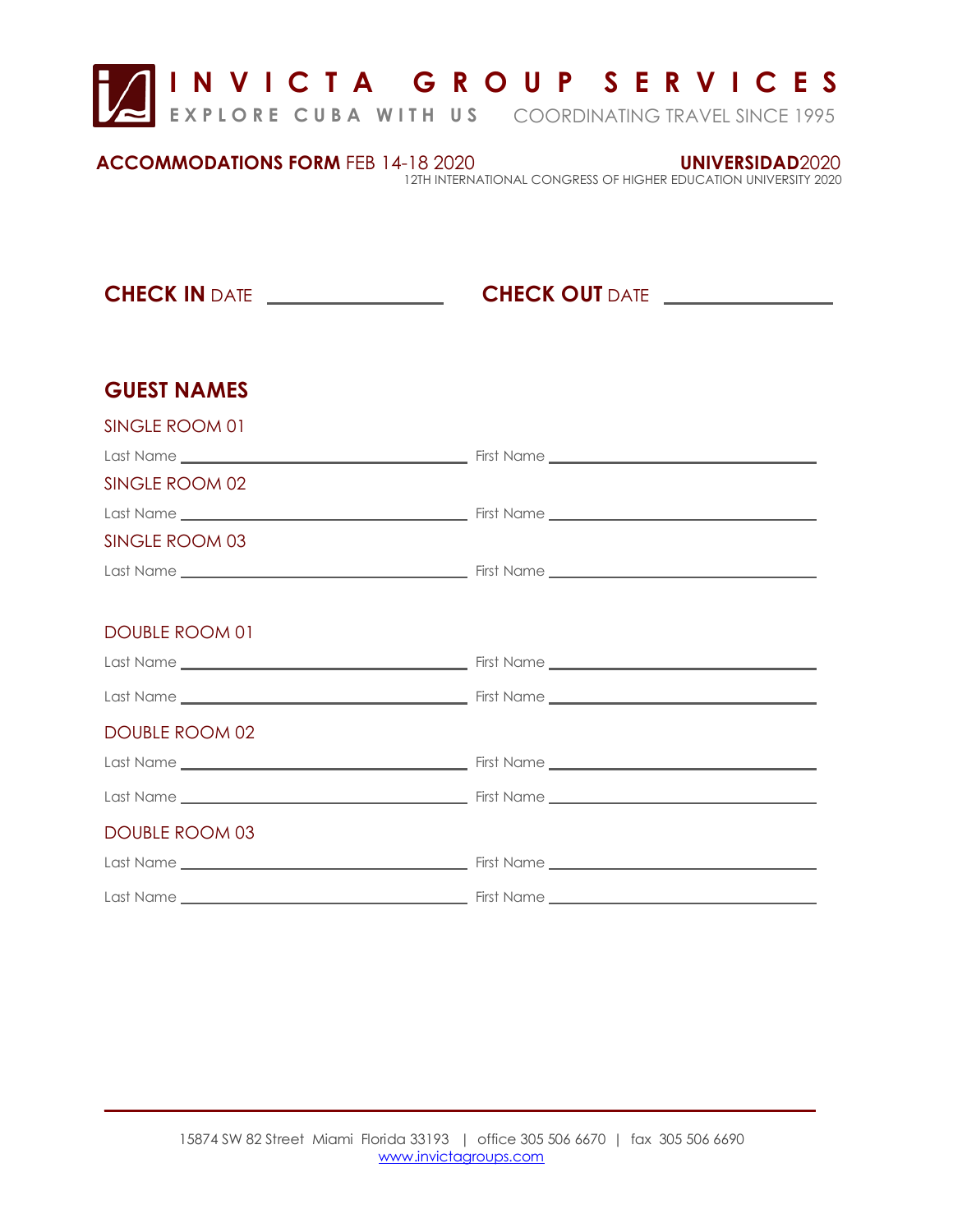# INVICTA GROUP SERVICES

**EXPLORE CUBA WITH US** COORDINATING TRAVEL SINCE 1995

**ACCOMMODATIONS FORM** FEB 14-18 2020

**UNIVERSIDAD**2020
12TH INTERNATIONAL CONGRESS OF HIGHER EDUCATION UNIVERSITY 2020

**CHECK IN** DATE ________________ **CHECK OUT** DATE ________________

## GUEST NAMES

SINGLE ROOM 01

Last Name ______________________________ First Name ______________________________

SINGLE ROOM 02

Last Name ______________________________ First Name ______________________________

SINGLE ROOM 03

Last Name ______________________________ First Name ______________________________

DOUBLE ROOM 01

Last Name ______________________________ First Name ______________________________

Last Name ______________________________ First Name ______________________________

DOUBLE ROOM 02

Last Name ______________________________ First Name ______________________________

Last Name ______________________________ First Name ______________________________

DOUBLE ROOM 03

Last Name ______________________________ First Name ______________________________

Last Name ______________________________ First Name ______________________________

---

15874 SW 82 Street Miami Florida 33193 | office 305 506 6670 | fax 305 506 6690
www.invictagroups.com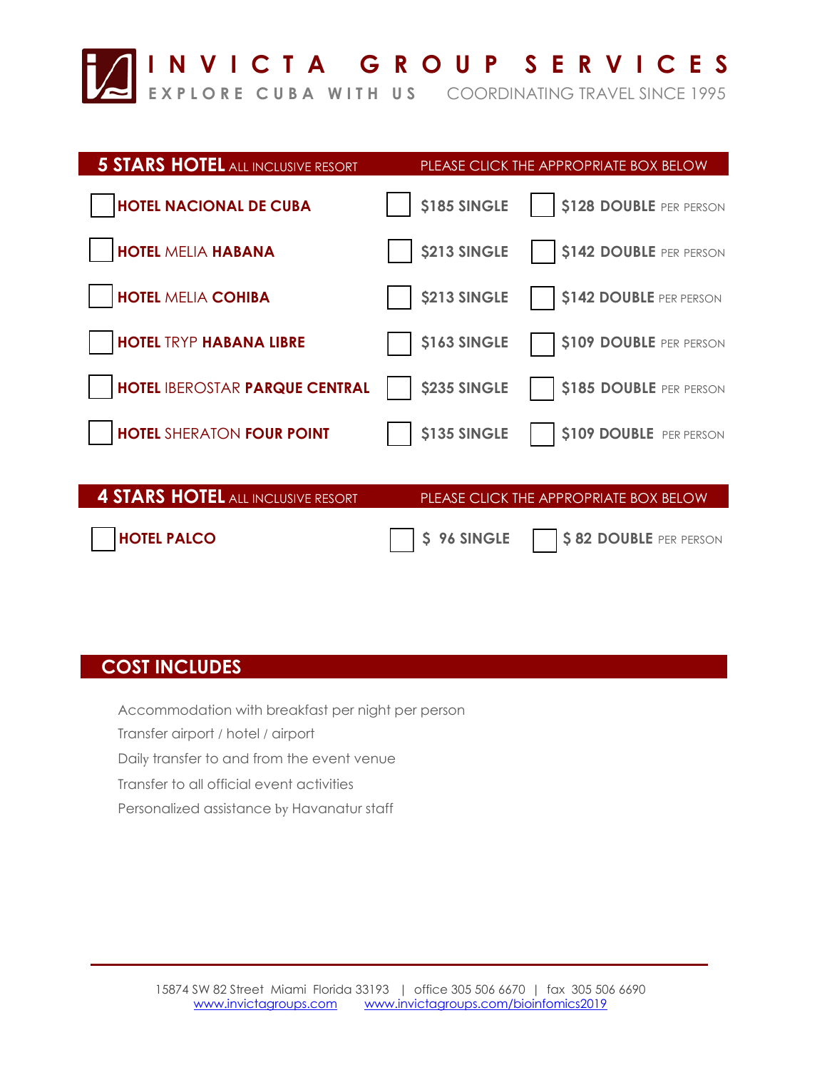# INVICTA GROUP SERVICES

EXPLORE CUBA WITH US COORDINATING TRAVEL SINCE 1995

## 5 STARS HOTEL ALL INCLUSIVE RESORT

PLEASE CLICK THE APPROPRIATE BOX BELOW

| | | |
|---|---|---|
| ☐ **HOTEL NACIONAL DE CUBA** | ☐ **$185 SINGLE** | ☐ **$128 DOUBLE** PER PERSON |
| ☐ **HOTEL** MELIA **HABANA** | ☐ **$213 SINGLE** | ☐ **$142 DOUBLE** PER PERSON |
| ☐ **HOTEL** MELIA **COHIBA** | ☐ **$213 SINGLE** | ☐ **$142 DOUBLE** PER PERSON |
| ☐ **HOTEL** TRYP **HABANA LIBRE** | ☐ **$163 SINGLE** | ☐ **$109 DOUBLE** PER PERSON |
| ☐ **HOTEL** IBEROSTAR **PARQUE CENTRAL** | ☐ **$235 SINGLE** | ☐ **$185 DOUBLE** PER PERSON |
| ☐ **HOTEL** SHERATON **FOUR POINT** | ☐ **$135 SINGLE** | ☐ **$109 DOUBLE** PER PERSON |

## 4 STARS HOTEL ALL INCLUSIVE RESORT

PLEASE CLICK THE APPROPRIATE BOX BELOW

| | | |
|---|---|---|
| ☐ **HOTEL PALCO** | ☐ **$ 96 SINGLE** | ☐ **$ 82 DOUBLE** PER PERSON |

## COST INCLUDES

Accommodation with breakfast per night per person

Transfer airport / hotel / airport

Daily transfer to and from the event venue

Transfer to all official event activities

Personalized assistance by Havanatur staff

15874 SW 82 Street Miami Florida 33193 | office 305 506 6670 | fax 305 506 6690
www.invictagroups.com www.invictagroups.com/bioinfomics2019